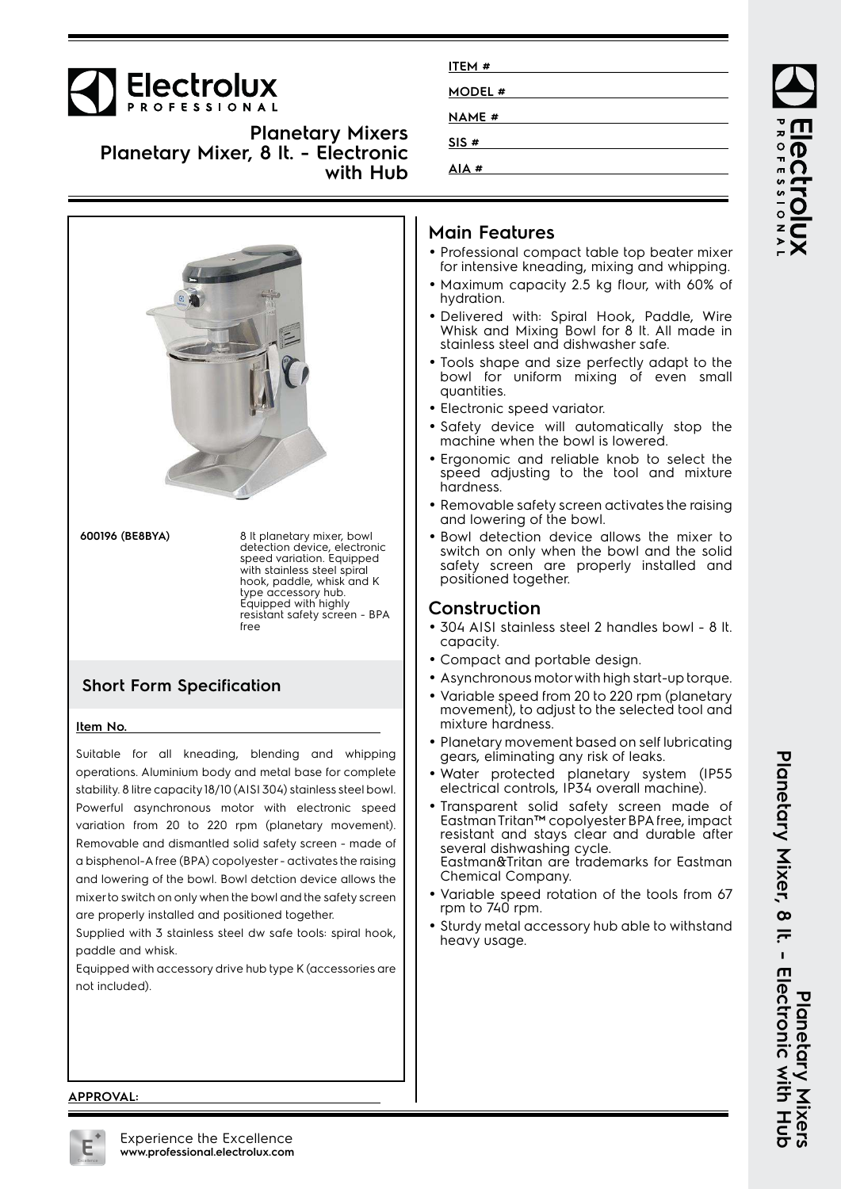# Electrolux PROFESSIONAL

## Planetary Mixers
## Planetary Mixer, 8 lt. - Electronic with Hub

ITEM #

MODEL #

NAME #

SIS #

AIA #

**600196 (BE8BYA)** 8 lt planetary mixer, bowl detection device, electronic speed variation. Equipped with stainless steel spiral hook, paddle, whisk and K type accessory hub. Equipped with highly resistant safety screen - BPA free

## Short Form Specification

**Item No.**

Suitable for all kneading, blending and whipping operations. Aluminium body and metal base for complete stability. 8 litre capacity 18/10 (AISI 304) stainless steel bowl. Powerful asynchronous motor with electronic speed variation from 20 to 220 rpm (planetary movement). Removable and dismantled solid safety screen - made of a bisphenol-A free (BPA) copolyester - activates the raising and lowering of the bowl. Bowl detction device allows the mixer to switch on only when the bowl and the safety screen are properly installed and positioned together.

Supplied with 3 stainless steel dw safe tools: spiral hook, paddle and whisk.

Equipped with accessory drive hub type K (accessories are not included).

**APPROVAL:**

## Main Features

- Professional compact table top beater mixer for intensive kneading, mixing and whipping.
- Maximum capacity 2.5 kg flour, with 60% of hydration.
- Delivered with: Spiral Hook, Paddle, Wire Whisk and Mixing Bowl for 8 lt. All made in stainless steel and dishwasher safe.
- Tools shape and size perfectly adapt to the bowl for uniform mixing of even small quantities.
- Electronic speed variator.
- Safety device will automatically stop the machine when the bowl is lowered.
- Ergonomic and reliable knob to select the speed adjusting to the tool and mixture hardness.
- Removable safety screen activates the raising and lowering of the bowl.
- Bowl detection device allows the mixer to switch on only when the bowl and the solid safety screen are properly installed and positioned together.

## Construction

- 304 AISI stainless steel 2 handles bowl - 8 lt. capacity.
- Compact and portable design.
- Asynchronous motor with high start-up torque.
- Variable speed from 20 to 220 rpm (planetary movement), to adjust to the selected tool and mixture hardness.
- Planetary movement based on self lubricating gears, eliminating any risk of leaks.
- Water protected planetary system (IP55 electrical controls, IP34 overall machine).
- Transparent solid safety screen made of Eastman Tritan™ copolyester BPA free, impact resistant and stays clear and durable after several dishwashing cycle.
  Eastman&Tritan are trademarks for Eastman Chemical Company.
- Variable speed rotation of the tools from 67 rpm to 740 rpm.
- Sturdy metal accessory hub able to withstand heavy usage.

Experience the Excellence
**www.professional.electrolux.com**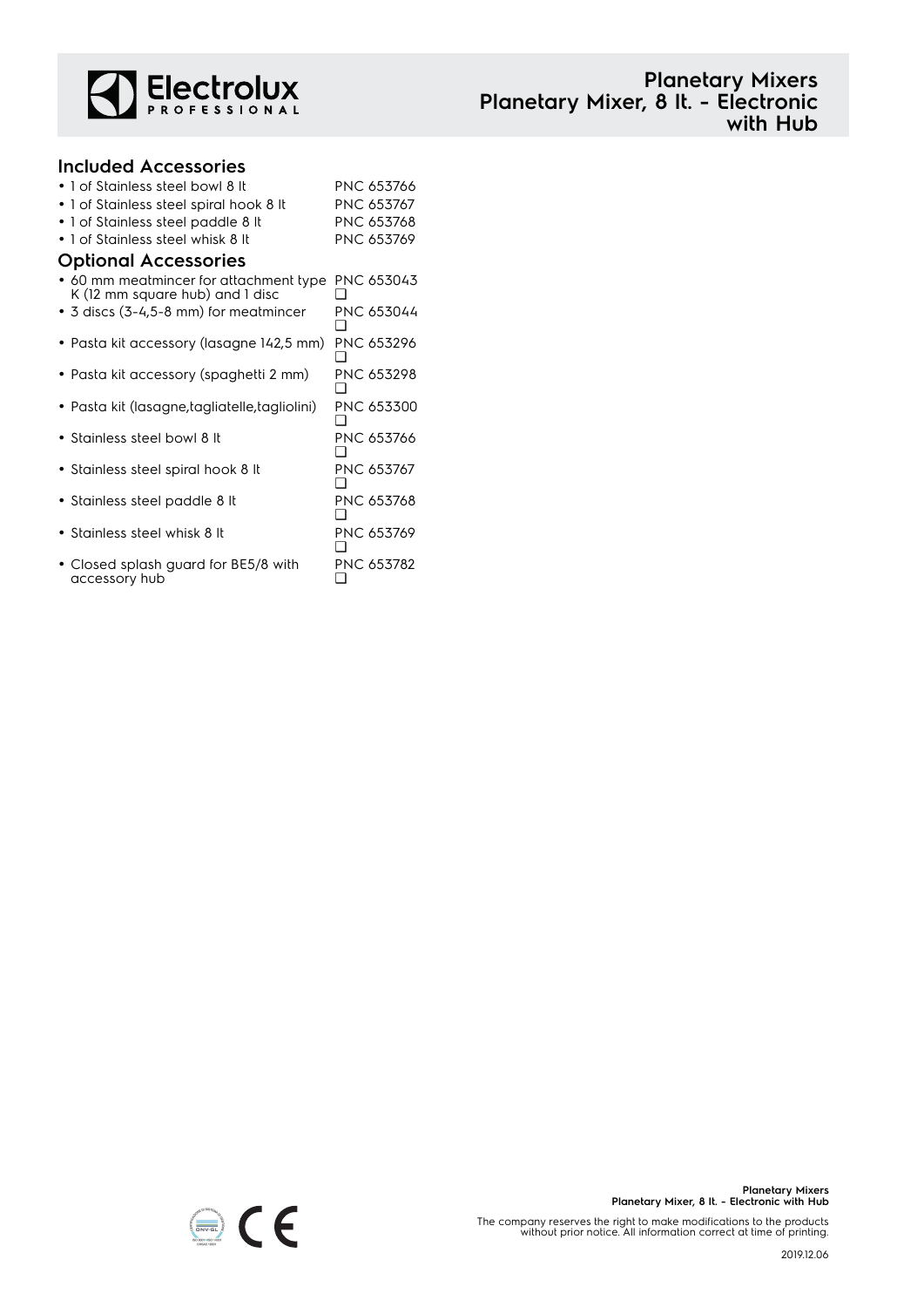# Planetary Mixers
## Planetary Mixer, 8 lt. - Electronic with Hub

### Included Accessories

- 1 of Stainless steel bowl 8 lt — PNC 653766
- 1 of Stainless steel spiral hook 8 lt — PNC 653767
- 1 of Stainless steel paddle 8 lt — PNC 653768
- 1 of Stainless steel whisk 8 lt — PNC 653769

### Optional Accessories

- 60 mm meatmincer for attachment type K (12 mm square hub) and 1 disc — PNC 653043 ❑
- 3 discs (3-4,5-8 mm) for meatmincer — PNC 653044 ❑
- Pasta kit accessory (lasagne 142,5 mm) — PNC 653296 ❑
- Pasta kit accessory (spaghetti 2 mm) — PNC 653298 ❑
- Pasta kit (lasagne,tagliatelle,tagliolini) — PNC 653300 ❑
- Stainless steel bowl 8 lt — PNC 653766 ❑
- Stainless steel spiral hook 8 lt — PNC 653767 ❑
- Stainless steel paddle 8 lt — PNC 653768 ❑
- Stainless steel whisk 8 lt — PNC 653769 ❑
- Closed splash guard for BE5/8 with accessory hub — PNC 653782 ❑

The company reserves the right to make modifications to the products without prior notice. All information correct at time of printing.

2019.12.06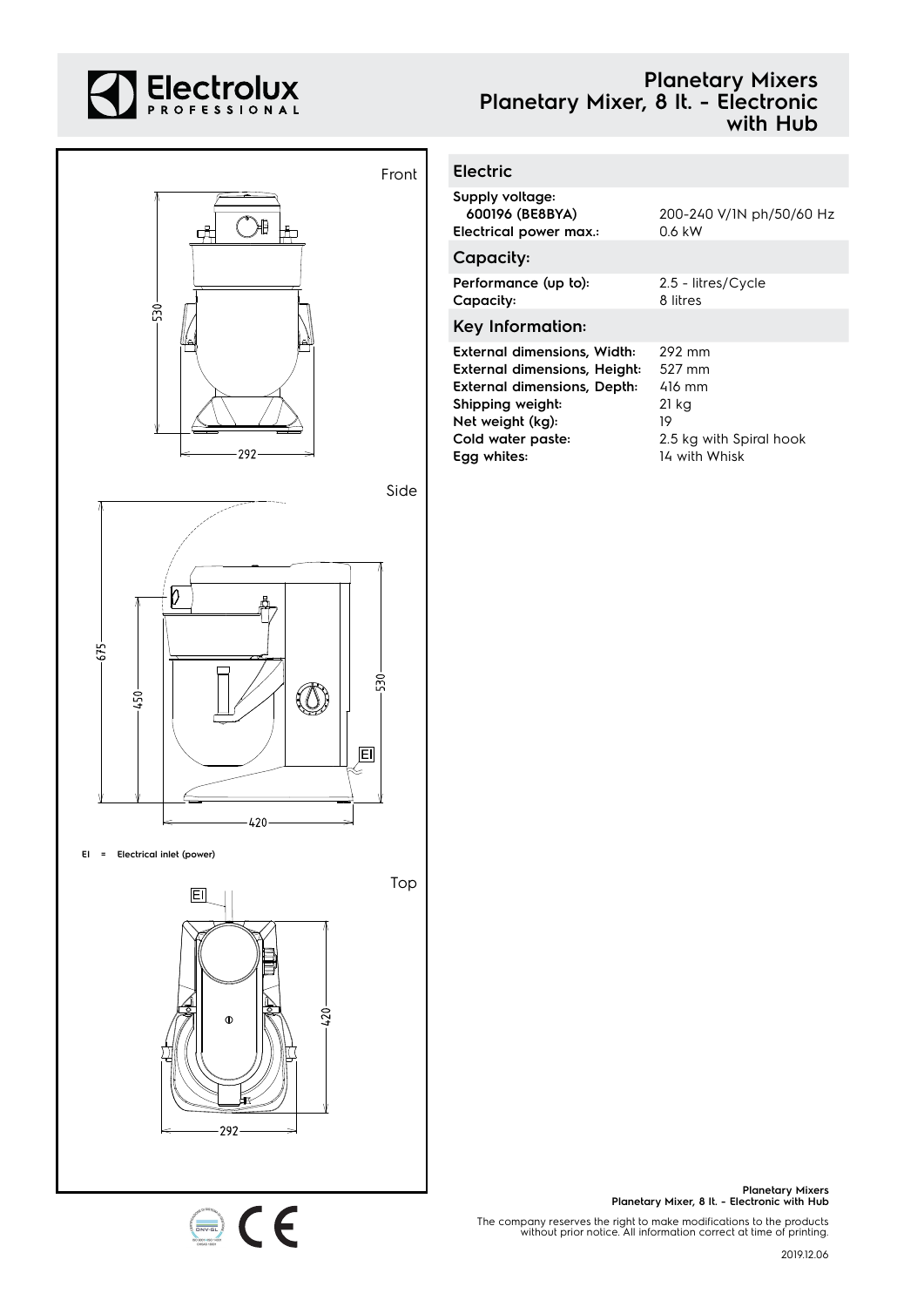# Planetary Mixers
# Planetary Mixer, 8 lt. - Electronic with Hub

Front

530

292

Side

675

450

530

EI

420

EI = Electrical inlet (power)

Top

EI

420

292

## Electric

| | |
|---|---|
| **Supply voltage:** | |
| **600196 (BE8BYA)** | 200-240 V/1N ph/50/60 Hz |
| **Electrical power max.:** | 0.6 kW |

## Capacity:

| | |
|---|---|
| **Performance (up to):** | 2.5 - litres/Cycle |
| **Capacity:** | 8 litres |

## Key Information:

| | |
|---|---|
| **External dimensions, Width:** | 292 mm |
| **External dimensions, Height:** | 527 mm |
| **External dimensions, Depth:** | 416 mm |
| **Shipping weight:** | 21 kg |
| **Net weight (kg):** | 19 |
| **Cold water paste:** | 2.5 kg with Spiral hook |
| **Egg whites:** | 14 with Whisk |

The company reserves the right to make modifications to the products without prior notice. All information correct at time of printing.

2019.12.06